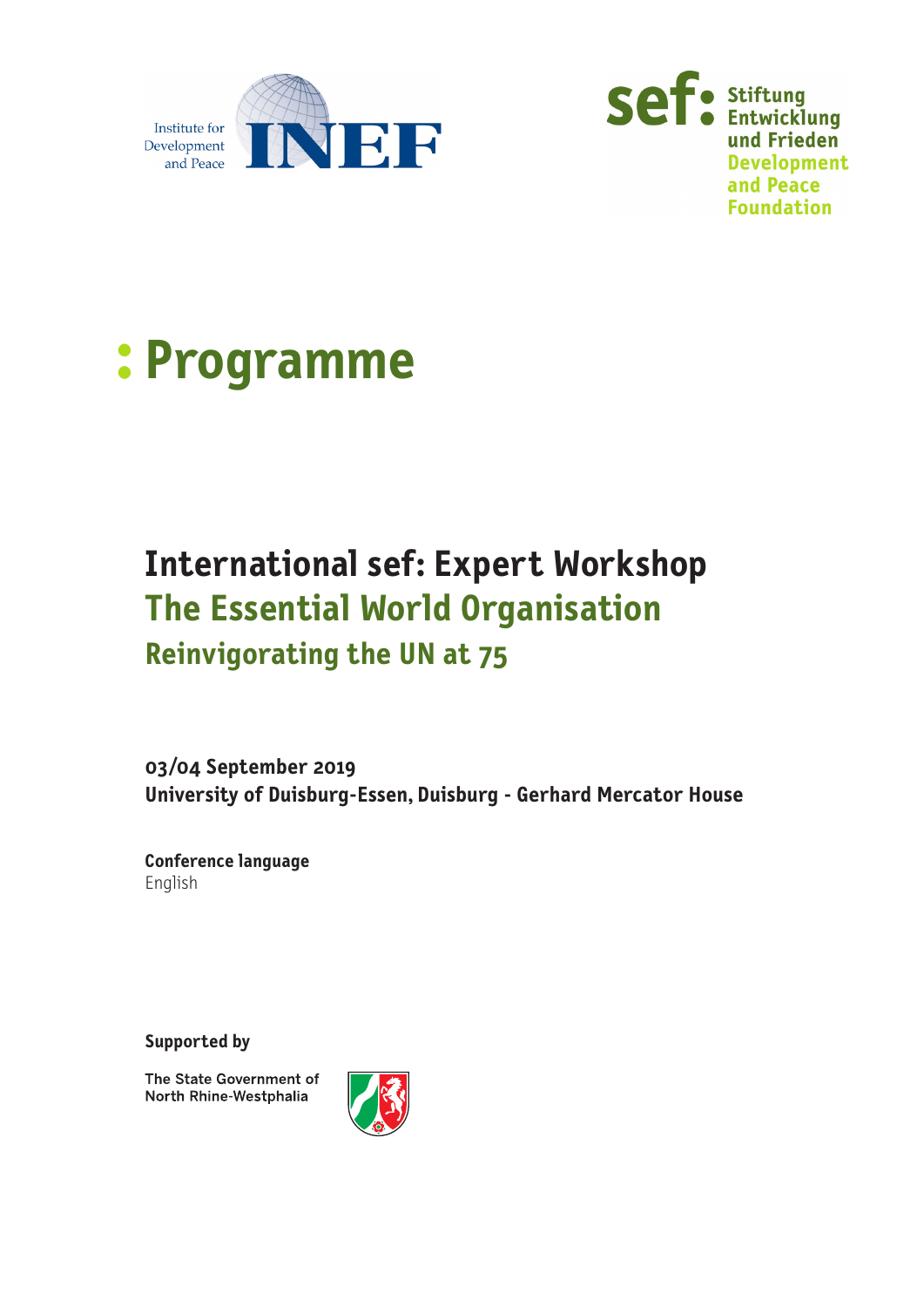Institute for Development and Peace INEF

sef: Stiftung Entwicklung und Frieden
Development and Peace Foundation

# : Programme

## International sef: Expert Workshop
## The Essential World Organisation
### Reinvigorating the UN at 75

**03/04 September 2019**
**University of Duisburg-Essen, Duisburg - Gerhard Mercator House**

**Conference language**
English

**Supported by**

The State Government of North Rhine-Westphalia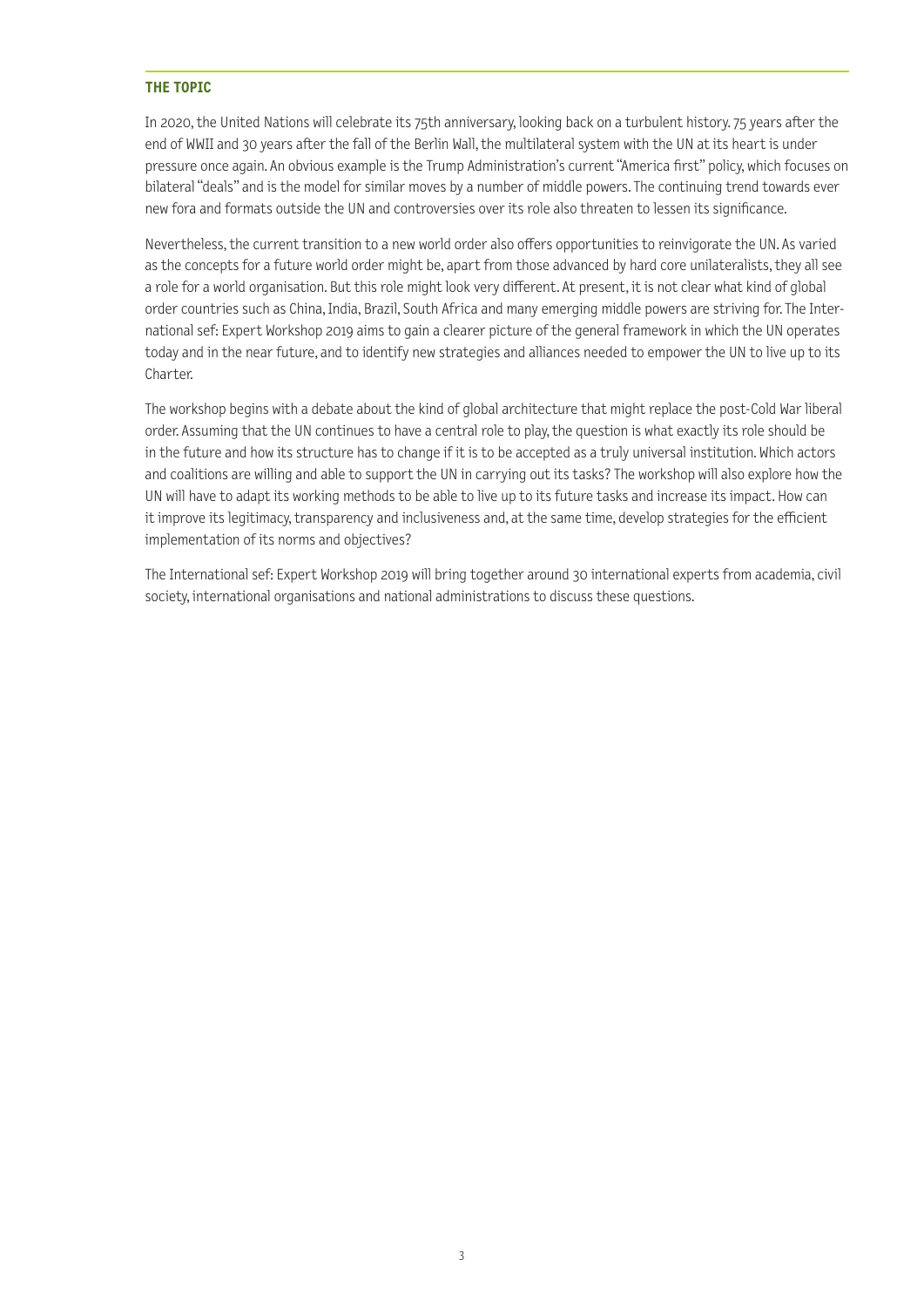## THE TOPIC

In 2020, the United Nations will celebrate its 75th anniversary, looking back on a turbulent history. 75 years after the end of WWII and 30 years after the fall of the Berlin Wall, the multilateral system with the UN at its heart is under pressure once again. An obvious example is the Trump Administration's current "America first" policy, which focuses on bilateral "deals" and is the model for similar moves by a number of middle powers. The continuing trend towards ever new fora and formats outside the UN and controversies over its role also threaten to lessen its significance.

Nevertheless, the current transition to a new world order also offers opportunities to reinvigorate the UN. As varied as the concepts for a future world order might be, apart from those advanced by hard core unilateralists, they all see a role for a world organisation. But this role might look very different. At present, it is not clear what kind of global order countries such as China, India, Brazil, South Africa and many emerging middle powers are striving for. The International sef: Expert Workshop 2019 aims to gain a clearer picture of the general framework in which the UN operates today and in the near future, and to identify new strategies and alliances needed to empower the UN to live up to its Charter.

The workshop begins with a debate about the kind of global architecture that might replace the post-Cold War liberal order. Assuming that the UN continues to have a central role to play, the question is what exactly its role should be in the future and how its structure has to change if it is to be accepted as a truly universal institution. Which actors and coalitions are willing and able to support the UN in carrying out its tasks? The workshop will also explore how the UN will have to adapt its working methods to be able to live up to its future tasks and increase its impact. How can it improve its legitimacy, transparency and inclusiveness and, at the same time, develop strategies for the efficient implementation of its norms and objectives?

The International sef: Expert Workshop 2019 will bring together around 30 international experts from academia, civil society, international organisations and national administrations to discuss these questions.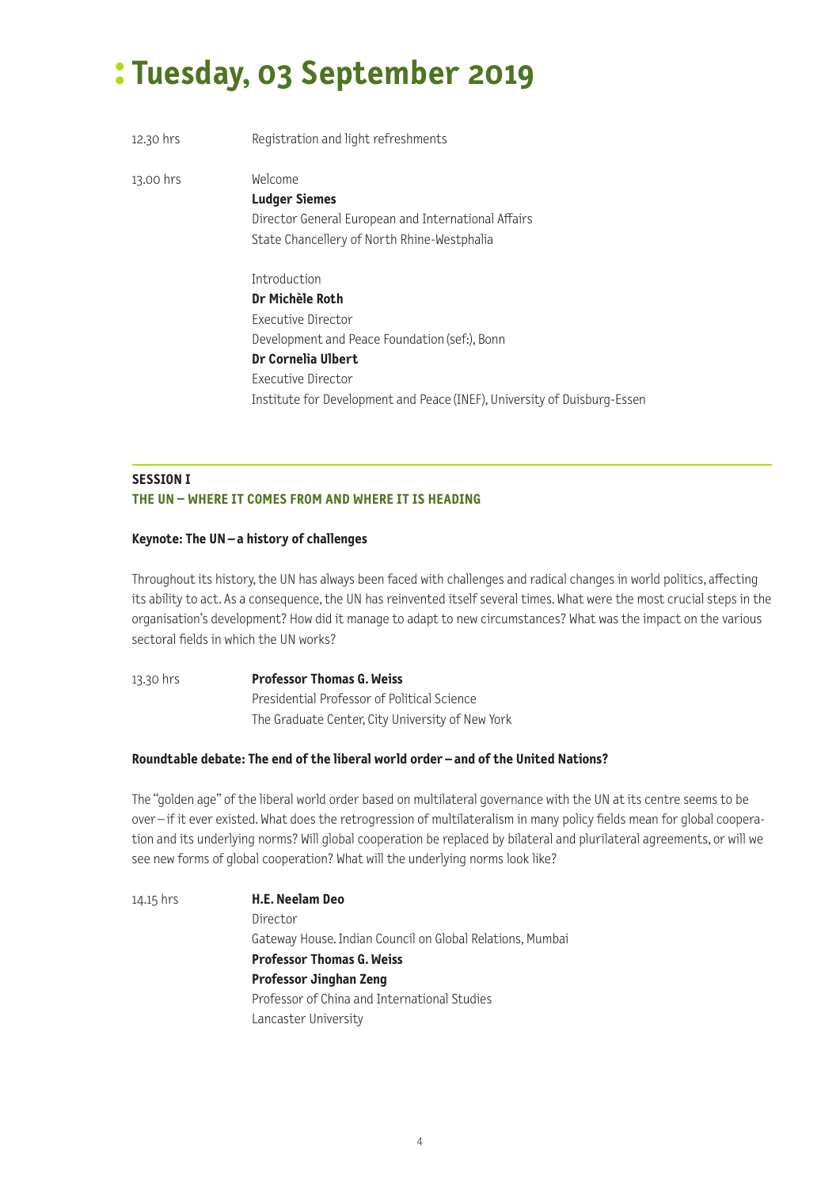# Tuesday, 03 September 2019

12.30 hrs Registration and light refreshments

13.00 hrs Welcome
**Ludger Siemes**
Director General European and International Affairs
State Chancellery of North Rhine-Westphalia

Introduction
**Dr Michèle Roth**
Executive Director
Development and Peace Foundation (sef:), Bonn
**Dr Cornelia Ulbert**
Executive Director
Institute for Development and Peace (INEF), University of Duisburg-Essen

## SESSION I
## THE UN – WHERE IT COMES FROM AND WHERE IT IS HEADING

### Keynote: The UN – a history of challenges

Throughout its history, the UN has always been faced with challenges and radical changes in world politics, affecting its ability to act. As a consequence, the UN has reinvented itself several times. What were the most crucial steps in the organisation's development? How did it manage to adapt to new circumstances? What was the impact on the various sectoral fields in which the UN works?

13.30 hrs **Professor Thomas G. Weiss**
Presidential Professor of Political Science
The Graduate Center, City University of New York

### Roundtable debate: The end of the liberal world order – and of the United Nations?

The "golden age" of the liberal world order based on multilateral governance with the UN at its centre seems to be over – if it ever existed. What does the retrogression of multilateralism in many policy fields mean for global cooperation and its underlying norms? Will global cooperation be replaced by bilateral and plurilateral agreements, or will we see new forms of global cooperation? What will the underlying norms look like?

14.15 hrs **H.E. Neelam Deo**
Director
Gateway House. Indian Council on Global Relations, Mumbai
**Professor Thomas G. Weiss**
**Professor Jinghan Zeng**
Professor of China and International Studies
Lancaster University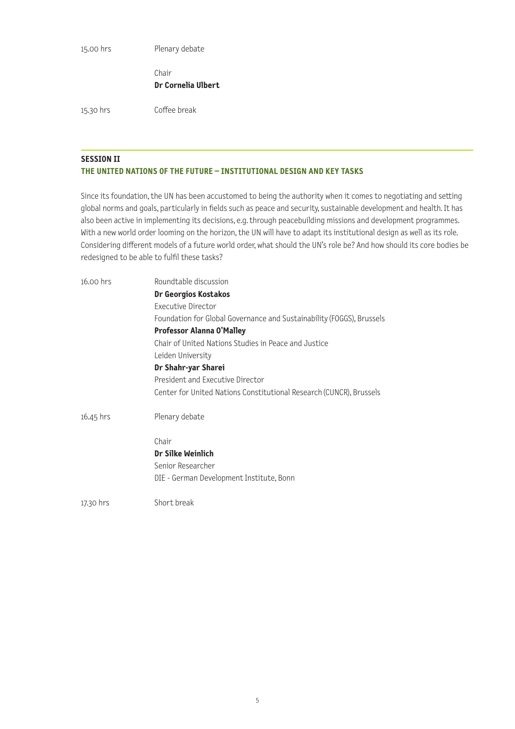15.00 hrs Plenary debate

Chair
**Dr Cornelia Ulbert**

15.30 hrs Coffee break

---

## SESSION II
## THE UNITED NATIONS OF THE FUTURE – INSTITUTIONAL DESIGN AND KEY TASKS

Since its foundation, the UN has been accustomed to being the authority when it comes to negotiating and setting global norms and goals, particularly in fields such as peace and security, sustainable development and health. It has also been active in implementing its decisions, e.g. through peacebuilding missions and development programmes. With a new world order looming on the horizon, the UN will have to adapt its institutional design as well as its role. Considering different models of a future world order, what should the UN's role be? And how should its core bodies be redesigned to be able to fulfil these tasks?

16.00 hrs Roundtable discussion

**Dr Georgios Kostakos**
Executive Director
Foundation for Global Governance and Sustainability (FOGGS), Brussels

**Professor Alanna O'Malley**
Chair of United Nations Studies in Peace and Justice
Leiden University

**Dr Shahr-yar Sharei**
President and Executive Director
Center for United Nations Constitutional Research (CUNCR), Brussels

16.45 hrs Plenary debate

Chair
**Dr Silke Weinlich**
Senior Researcher
DIE - German Development Institute, Bonn

17.30 hrs Short break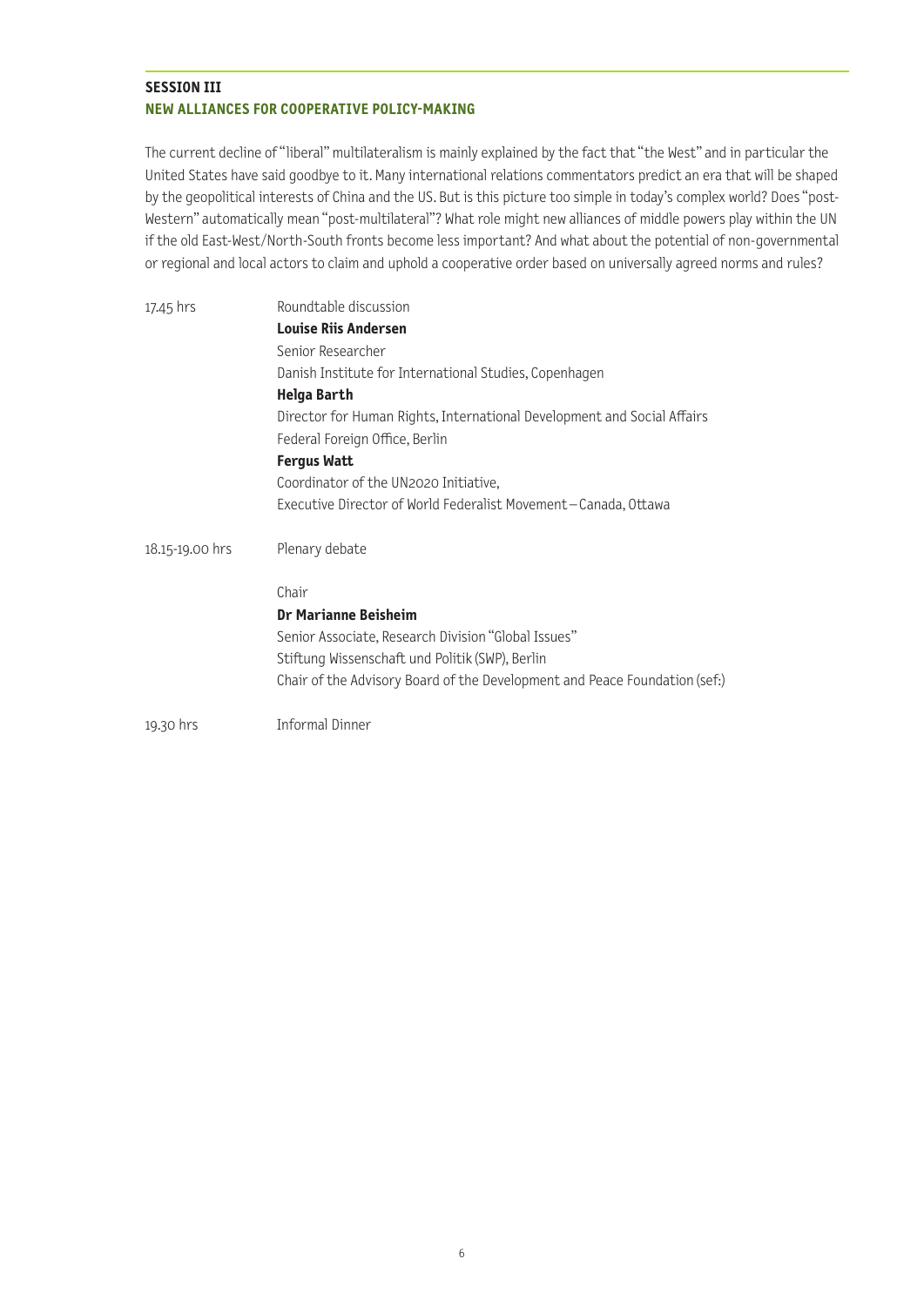## SESSION III
### NEW ALLIANCES FOR COOPERATIVE POLICY-MAKING

The current decline of "liberal" multilateralism is mainly explained by the fact that "the West" and in particular the United States have said goodbye to it. Many international relations commentators predict an era that will be shaped by the geopolitical interests of China and the US. But is this picture too simple in today's complex world? Does "post-Western" automatically mean "post-multilateral"? What role might new alliances of middle powers play within the UN if the old East-West/North-South fronts become less important? And what about the potential of non-governmental or regional and local actors to claim and uphold a cooperative order based on universally agreed norms and rules?

17.45 hrs — Roundtable discussion

**Louise Riis Andersen**
Senior Researcher
Danish Institute for International Studies, Copenhagen

**Helga Barth**
Director for Human Rights, International Development and Social Affairs
Federal Foreign Office, Berlin

**Fergus Watt**
Coordinator of the UN2020 Initiative,
Executive Director of World Federalist Movement – Canada, Ottawa

18.15-19.00 hrs — Plenary debate

Chair
**Dr Marianne Beisheim**
Senior Associate, Research Division "Global Issues"
Stiftung Wissenschaft und Politik (SWP), Berlin
Chair of the Advisory Board of the Development and Peace Foundation (sef:)

19.30 hrs — Informal Dinner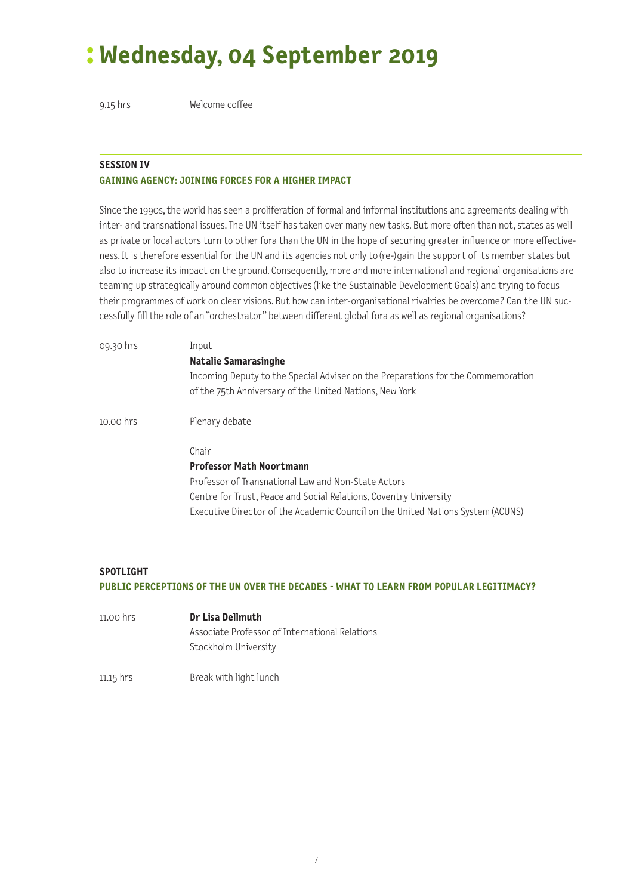# Wednesday, 04 September 2019

9.15 hrs Welcome coffee

## SESSION IV

### GAINING AGENCY: JOINING FORCES FOR A HIGHER IMPACT

Since the 1990s, the world has seen a proliferation of formal and informal institutions and agreements dealing with inter- and transnational issues. The UN itself has taken over many new tasks. But more often than not, states as well as private or local actors turn to other fora than the UN in the hope of securing greater influence or more effectiveness. It is therefore essential for the UN and its agencies not only to (re-)gain the support of its member states but also to increase its impact on the ground. Consequently, more and more international and regional organisations are teaming up strategically around common objectives (like the Sustainable Development Goals) and trying to focus their programmes of work on clear visions. But how can inter-organisational rivalries be overcome? Can the UN successfully fill the role of an "orchestrator" between different global fora as well as regional organisations?

09.30 hrs Input

**Natalie Samarasinghe**
Incoming Deputy to the Special Adviser on the Preparations for the Commemoration of the 75th Anniversary of the United Nations, New York

10.00 hrs Plenary debate

Chair
**Professor Math Noortmann**
Professor of Transnational Law and Non-State Actors
Centre for Trust, Peace and Social Relations, Coventry University
Executive Director of the Academic Council on the United Nations System (ACUNS)

## SPOTLIGHT

### PUBLIC PERCEPTIONS OF THE UN OVER THE DECADES - WHAT TO LEARN FROM POPULAR LEGITIMACY?

11.00 hrs **Dr Lisa Dellmuth**
Associate Professor of International Relations
Stockholm University

11.15 hrs Break with light lunch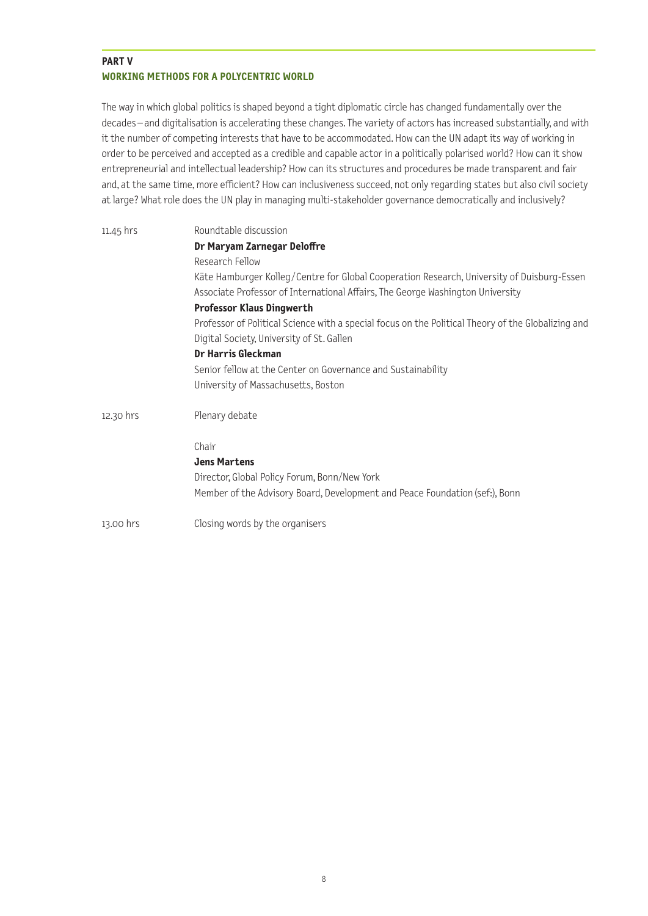## PART V
## WORKING METHODS FOR A POLYCENTRIC WORLD

The way in which global politics is shaped beyond a tight diplomatic circle has changed fundamentally over the decades – and digitalisation is accelerating these changes. The variety of actors has increased substantially, and with it the number of competing interests that have to be accommodated. How can the UN adapt its way of working in order to be perceived and accepted as a credible and capable actor in a politically polarised world? How can it show entrepreneurial and intellectual leadership? How can its structures and procedures be made transparent and fair and, at the same time, more efficient? How can inclusiveness succeed, not only regarding states but also civil society at large? What role does the UN play in managing multi-stakeholder governance democratically and inclusively?

11.45 hrs

Roundtable discussion

**Dr Maryam Zarnegar Deloffre**
Research Fellow
Käte Hamburger Kolleg / Centre for Global Cooperation Research, University of Duisburg-Essen
Associate Professor of International Affairs, The George Washington University

**Professor Klaus Dingwerth**
Professor of Political Science with a special focus on the Political Theory of the Globalizing and Digital Society, University of St. Gallen

**Dr Harris Gleckman**
Senior fellow at the Center on Governance and Sustainability
University of Massachusetts, Boston

12.30 hrs

Plenary debate

Chair
**Jens Martens**
Director, Global Policy Forum, Bonn/New York
Member of the Advisory Board, Development and Peace Foundation (sef:), Bonn

13.00 hrs

Closing words by the organisers